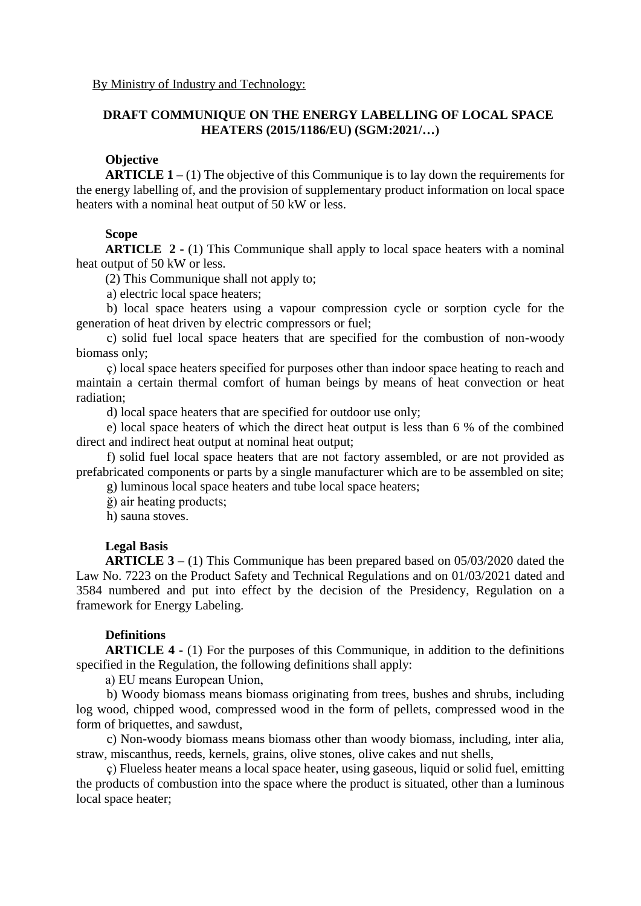By Ministry of Industry and Technology:

## DRAFT COMMUNIQUE ON THE ENERGY LABELLING OF LOCAL SPACE HEATERS (2015/1186/EU) (SGM:2021/…)

### Objective

**ARTICLE 1 –** (1) The objective of this Communique is to lay down the requirements for the energy labelling of, and the provision of supplementary product information on local space heaters with a nominal heat output of 50 kW or less.

### Scope

**ARTICLE 2 -** (1) This Communique shall apply to local space heaters with a nominal heat output of 50 kW or less.

(2) This Communique shall not apply to;

a) electric local space heaters;

b) local space heaters using a vapour compression cycle or sorption cycle for the generation of heat driven by electric compressors or fuel;

c) solid fuel local space heaters that are specified for the combustion of non-woody biomass only;

ç) local space heaters specified for purposes other than indoor space heating to reach and maintain a certain thermal comfort of human beings by means of heat convection or heat radiation;

d) local space heaters that are specified for outdoor use only;

e) local space heaters of which the direct heat output is less than 6 % of the combined direct and indirect heat output at nominal heat output;

f) solid fuel local space heaters that are not factory assembled, or are not provided as prefabricated components or parts by a single manufacturer which are to be assembled on site;

g) luminous local space heaters and tube local space heaters;

ğ) air heating products;

h) sauna stoves.

### Legal Basis

**ARTICLE 3 –** (1) This Communique has been prepared based on 05/03/2020 dated the Law No. 7223 on the Product Safety and Technical Regulations and on 01/03/2021 dated and 3584 numbered and put into effect by the decision of the Presidency, Regulation on a framework for Energy Labeling.

### Definitions

**ARTICLE 4 -** (1) For the purposes of this Communique, in addition to the definitions specified in the Regulation, the following definitions shall apply:

a) EU means European Union,

b) Woody biomass means biomass originating from trees, bushes and shrubs, including log wood, chipped wood, compressed wood in the form of pellets, compressed wood in the form of briquettes, and sawdust,

c) Non-woody biomass means biomass other than woody biomass, including, inter alia, straw, miscanthus, reeds, kernels, grains, olive stones, olive cakes and nut shells,

ç) Flueless heater means a local space heater, using gaseous, liquid or solid fuel, emitting the products of combustion into the space where the product is situated, other than a luminous local space heater;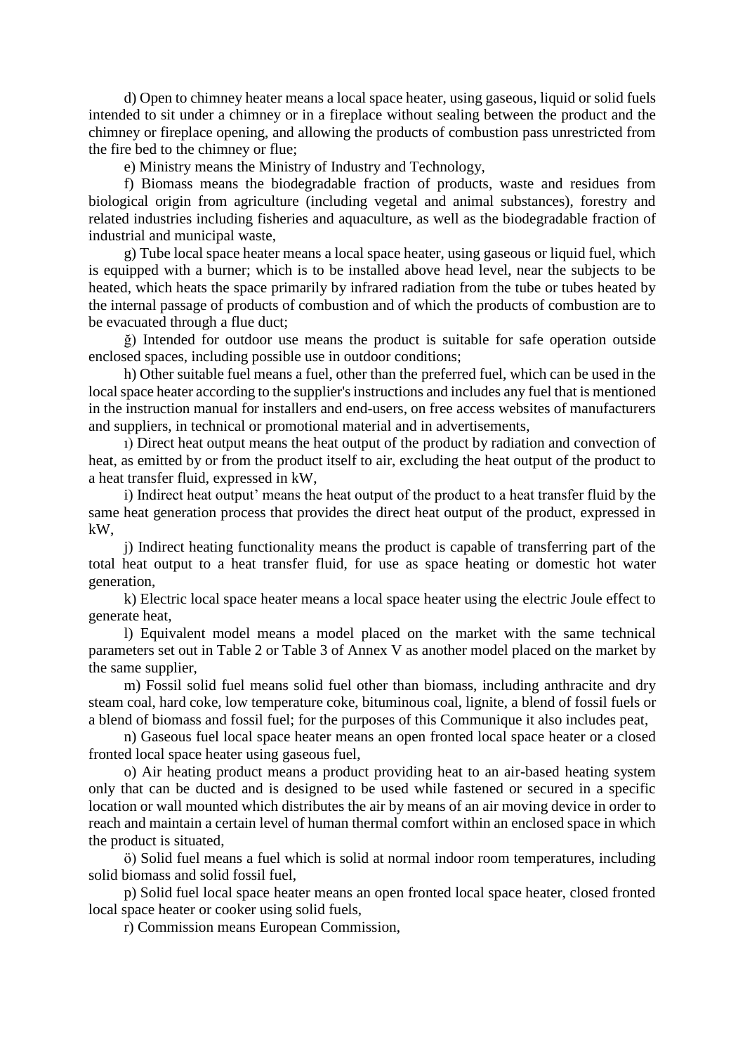d) Open to chimney heater means a local space heater, using gaseous, liquid or solid fuels intended to sit under a chimney or in a fireplace without sealing between the product and the chimney or fireplace opening, and allowing the products of combustion pass unrestricted from the fire bed to the chimney or flue;

e) Ministry means the Ministry of Industry and Technology,

f) Biomass means the biodegradable fraction of products, waste and residues from biological origin from agriculture (including vegetal and animal substances), forestry and related industries including fisheries and aquaculture, as well as the biodegradable fraction of industrial and municipal waste,

g) Tube local space heater means a local space heater, using gaseous or liquid fuel, which is equipped with a burner; which is to be installed above head level, near the subjects to be heated, which heats the space primarily by infrared radiation from the tube or tubes heated by the internal passage of products of combustion and of which the products of combustion are to be evacuated through a flue duct;

ğ) Intended for outdoor use means the product is suitable for safe operation outside enclosed spaces, including possible use in outdoor conditions;

h) Other suitable fuel means a fuel, other than the preferred fuel, which can be used in the local space heater according to the supplier's instructions and includes any fuel that is mentioned in the instruction manual for installers and end-users, on free access websites of manufacturers and suppliers, in technical or promotional material and in advertisements,

ı) Direct heat output means the heat output of the product by radiation and convection of heat, as emitted by or from the product itself to air, excluding the heat output of the product to a heat transfer fluid, expressed in kW,

i) Indirect heat output' means the heat output of the product to a heat transfer fluid by the same heat generation process that provides the direct heat output of the product, expressed in kW,

j) Indirect heating functionality means the product is capable of transferring part of the total heat output to a heat transfer fluid, for use as space heating or domestic hot water generation,

k) Electric local space heater means a local space heater using the electric Joule effect to generate heat,

l) Equivalent model means a model placed on the market with the same technical parameters set out in Table 2 or Table 3 of Annex V as another model placed on the market by the same supplier,

m) Fossil solid fuel means solid fuel other than biomass, including anthracite and dry steam coal, hard coke, low temperature coke, bituminous coal, lignite, a blend of fossil fuels or a blend of biomass and fossil fuel; for the purposes of this Communique it also includes peat,

n) Gaseous fuel local space heater means an open fronted local space heater or a closed fronted local space heater using gaseous fuel,

o) Air heating product means a product providing heat to an air-based heating system only that can be ducted and is designed to be used while fastened or secured in a specific location or wall mounted which distributes the air by means of an air moving device in order to reach and maintain a certain level of human thermal comfort within an enclosed space in which the product is situated,

ö) Solid fuel means a fuel which is solid at normal indoor room temperatures, including solid biomass and solid fossil fuel,

p) Solid fuel local space heater means an open fronted local space heater, closed fronted local space heater or cooker using solid fuels,

r) Commission means European Commission,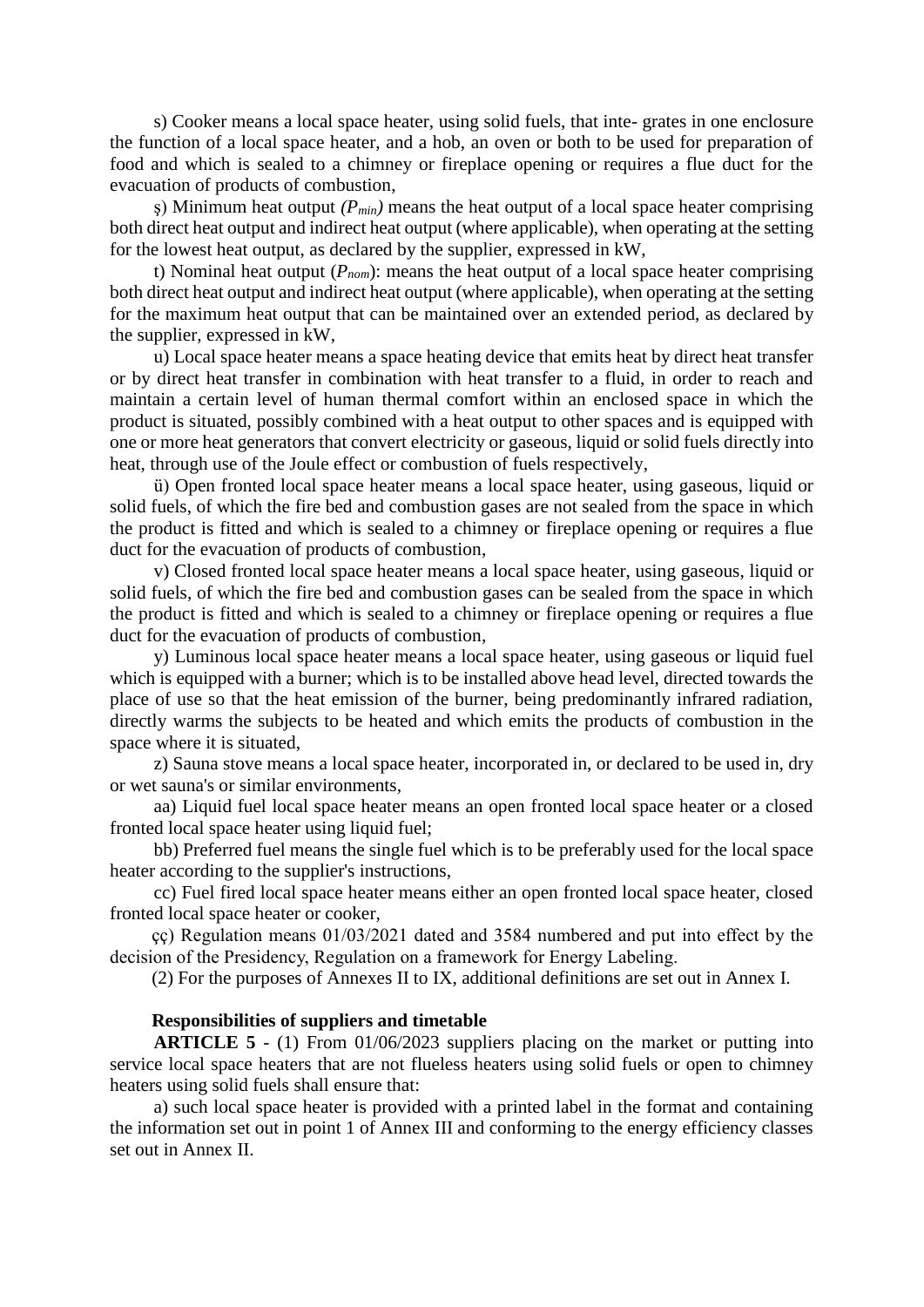s) Cooker means a local space heater, using solid fuels, that inte- grates in one enclosure the function of a local space heater, and a hob, an oven or both to be used for preparation of food and which is sealed to a chimney or fireplace opening or requires a flue duct for the evacuation of products of combustion,

ş) Minimum heat output *($P_{min}$)* means the heat output of a local space heater comprising both direct heat output and indirect heat output (where applicable), when operating at the setting for the lowest heat output, as declared by the supplier, expressed in kW,

t) Nominal heat output ($P_{nom}$): means the heat output of a local space heater comprising both direct heat output and indirect heat output (where applicable), when operating at the setting for the maximum heat output that can be maintained over an extended period, as declared by the supplier, expressed in kW,

u) Local space heater means a space heating device that emits heat by direct heat transfer or by direct heat transfer in combination with heat transfer to a fluid, in order to reach and maintain a certain level of human thermal comfort within an enclosed space in which the product is situated, possibly combined with a heat output to other spaces and is equipped with one or more heat generators that convert electricity or gaseous, liquid or solid fuels directly into heat, through use of the Joule effect or combustion of fuels respectively,

ü) Open fronted local space heater means a local space heater, using gaseous, liquid or solid fuels, of which the fire bed and combustion gases are not sealed from the space in which the product is fitted and which is sealed to a chimney or fireplace opening or requires a flue duct for the evacuation of products of combustion,

v) Closed fronted local space heater means a local space heater, using gaseous, liquid or solid fuels, of which the fire bed and combustion gases can be sealed from the space in which the product is fitted and which is sealed to a chimney or fireplace opening or requires a flue duct for the evacuation of products of combustion,

y) Luminous local space heater means a local space heater, using gaseous or liquid fuel which is equipped with a burner; which is to be installed above head level, directed towards the place of use so that the heat emission of the burner, being predominantly infrared radiation, directly warms the subjects to be heated and which emits the products of combustion in the space where it is situated,

z) Sauna stove means a local space heater, incorporated in, or declared to be used in, dry or wet sauna's or similar environments,

aa) Liquid fuel local space heater means an open fronted local space heater or a closed fronted local space heater using liquid fuel;

bb) Preferred fuel means the single fuel which is to be preferably used for the local space heater according to the supplier's instructions,

cc) Fuel fired local space heater means either an open fronted local space heater, closed fronted local space heater or cooker,

çç) Regulation means 01/03/2021 dated and 3584 numbered and put into effect by the decision of the Presidency, Regulation on a framework for Energy Labeling.

(2) For the purposes of Annexes II to IX, additional definitions are set out in Annex I.

**Responsibilities of suppliers and timetable**

**ARTICLE 5** - (1) From 01/06/2023 suppliers placing on the market or putting into service local space heaters that are not flueless heaters using solid fuels or open to chimney heaters using solid fuels shall ensure that:

a) such local space heater is provided with a printed label in the format and containing the information set out in point 1 of Annex III and conforming to the energy efficiency classes set out in Annex II.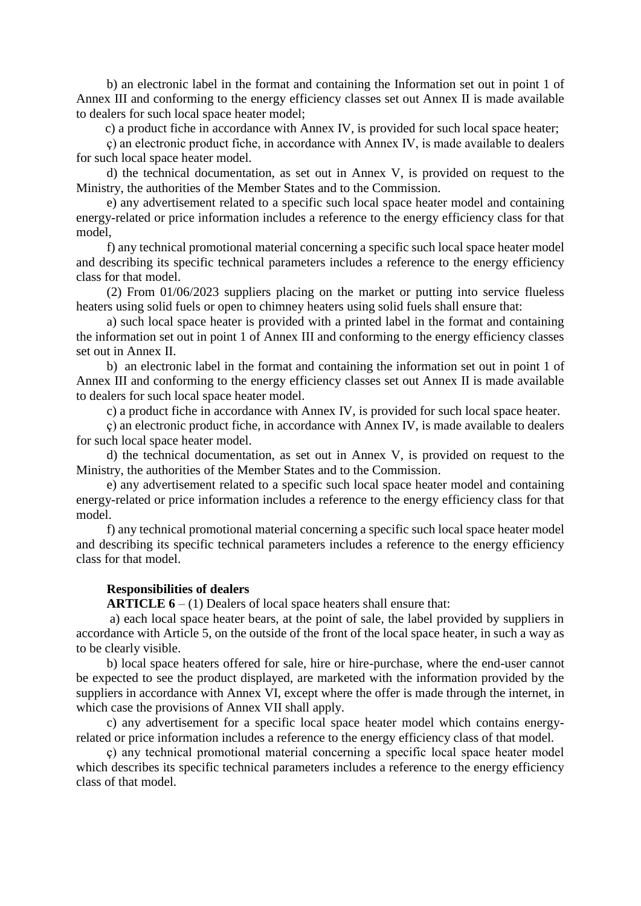b) an electronic label in the format and containing the Information set out in point 1 of Annex III and conforming to the energy efficiency classes set out Annex II is made available to dealers for such local space heater model;

c) a product fiche in accordance with Annex IV, is provided for such local space heater;

ç) an electronic product fiche, in accordance with Annex IV, is made available to dealers for such local space heater model.

d) the technical documentation, as set out in Annex V, is provided on request to the Ministry, the authorities of the Member States and to the Commission.

e) any advertisement related to a specific such local space heater model and containing energy-related or price information includes a reference to the energy efficiency class for that model,

f) any technical promotional material concerning a specific such local space heater model and describing its specific technical parameters includes a reference to the energy efficiency class for that model.

(2) From 01/06/2023 suppliers placing on the market or putting into service flueless heaters using solid fuels or open to chimney heaters using solid fuels shall ensure that:

a) such local space heater is provided with a printed label in the format and containing the information set out in point 1 of Annex III and conforming to the energy efficiency classes set out in Annex II.

b) an electronic label in the format and containing the information set out in point 1 of Annex III and conforming to the energy efficiency classes set out Annex II is made available to dealers for such local space heater model.

c) a product fiche in accordance with Annex IV, is provided for such local space heater.

ç) an electronic product fiche, in accordance with Annex IV, is made available to dealers for such local space heater model.

d) the technical documentation, as set out in Annex V, is provided on request to the Ministry, the authorities of the Member States and to the Commission.

e) any advertisement related to a specific such local space heater model and containing energy-related or price information includes a reference to the energy efficiency class for that model.

f) any technical promotional material concerning a specific such local space heater model and describing its specific technical parameters includes a reference to the energy efficiency class for that model.

**Responsibilities of dealers**

**ARTICLE 6** – (1) Dealers of local space heaters shall ensure that:

a) each local space heater bears, at the point of sale, the label provided by suppliers in accordance with Article 5, on the outside of the front of the local space heater, in such a way as to be clearly visible.

b) local space heaters offered for sale, hire or hire-purchase, where the end-user cannot be expected to see the product displayed, are marketed with the information provided by the suppliers in accordance with Annex VI, except where the offer is made through the internet, in which case the provisions of Annex VII shall apply.

c) any advertisement for a specific local space heater model which contains energy-related or price information includes a reference to the energy efficiency class of that model.

ç) any technical promotional material concerning a specific local space heater model which describes its specific technical parameters includes a reference to the energy efficiency class of that model.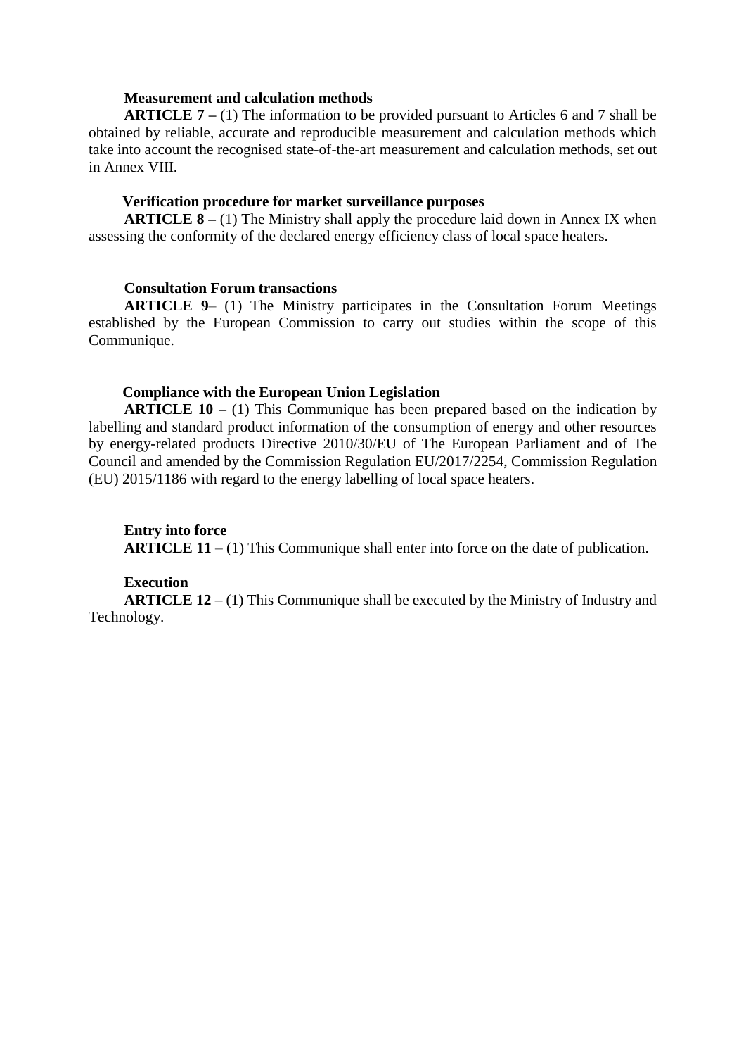**Measurement and calculation methods**

**ARTICLE 7 –** (1) The information to be provided pursuant to Articles 6 and 7 shall be obtained by reliable, accurate and reproducible measurement and calculation methods which take into account the recognised state-of-the-art measurement and calculation methods, set out in Annex VIII.

**Verification procedure for market surveillance purposes**

**ARTICLE 8 –** (1) The Ministry shall apply the procedure laid down in Annex IX when assessing the conformity of the declared energy efficiency class of local space heaters.

**Consultation Forum transactions**

**ARTICLE 9**– (1) The Ministry participates in the Consultation Forum Meetings established by the European Commission to carry out studies within the scope of this Communique.

**Compliance with the European Union Legislation**

**ARTICLE 10 –** (1) This Communique has been prepared based on the indication by labelling and standard product information of the consumption of energy and other resources by energy-related products Directive 2010/30/EU of The European Parliament and of The Council and amended by the Commission Regulation EU/2017/2254, Commission Regulation (EU) 2015/1186 with regard to the energy labelling of local space heaters.

**Entry into force**

**ARTICLE 11** – (1) This Communique shall enter into force on the date of publication.

**Execution**

**ARTICLE 12** – (1) This Communique shall be executed by the Ministry of Industry and Technology.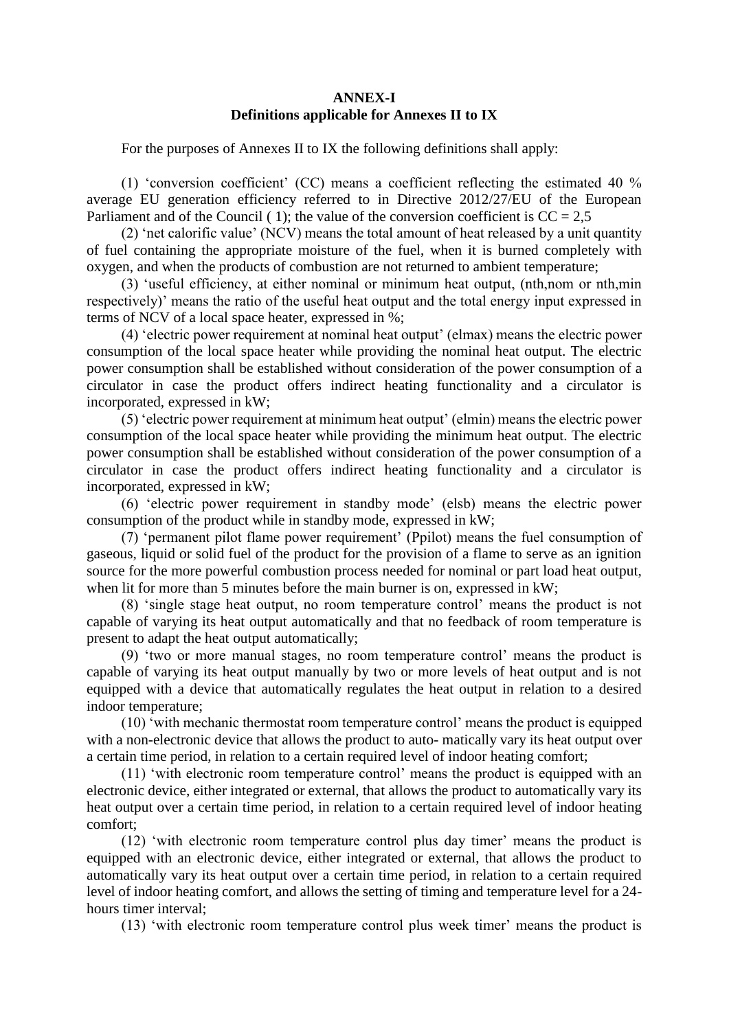**ANNEX-I**
**Definitions applicable for Annexes II to IX**

For the purposes of Annexes II to IX the following definitions shall apply:

(1) 'conversion coefficient' (CC) means a coefficient reflecting the estimated 40 % average EU generation efficiency referred to in Directive 2012/27/EU of the European Parliament and of the Council ( 1); the value of the conversion coefficient is CC = 2,5

(2) 'net calorific value' (NCV) means the total amount of heat released by a unit quantity of fuel containing the appropriate moisture of the fuel, when it is burned completely with oxygen, and when the products of combustion are not returned to ambient temperature;

(3) 'useful efficiency, at either nominal or minimum heat output, (nth,nom or nth,min respectively)' means the ratio of the useful heat output and the total energy input expressed in terms of NCV of a local space heater, expressed in %;

(4) 'electric power requirement at nominal heat output' (elmax) means the electric power consumption of the local space heater while providing the nominal heat output. The electric power consumption shall be established without consideration of the power consumption of a circulator in case the product offers indirect heating functionality and a circulator is incorporated, expressed in kW;

(5) 'electric power requirement at minimum heat output' (elmin) means the electric power consumption of the local space heater while providing the minimum heat output. The electric power consumption shall be established without consideration of the power consumption of a circulator in case the product offers indirect heating functionality and a circulator is incorporated, expressed in kW;

(6) 'electric power requirement in standby mode' (elsb) means the electric power consumption of the product while in standby mode, expressed in kW;

(7) 'permanent pilot flame power requirement' (Ppilot) means the fuel consumption of gaseous, liquid or solid fuel of the product for the provision of a flame to serve as an ignition source for the more powerful combustion process needed for nominal or part load heat output, when lit for more than 5 minutes before the main burner is on, expressed in kW;

(8) 'single stage heat output, no room temperature control' means the product is not capable of varying its heat output automatically and that no feedback of room temperature is present to adapt the heat output automatically;

(9) 'two or more manual stages, no room temperature control' means the product is capable of varying its heat output manually by two or more levels of heat output and is not equipped with a device that automatically regulates the heat output in relation to a desired indoor temperature;

(10) 'with mechanic thermostat room temperature control' means the product is equipped with a non-electronic device that allows the product to auto- matically vary its heat output over a certain time period, in relation to a certain required level of indoor heating comfort;

(11) 'with electronic room temperature control' means the product is equipped with an electronic device, either integrated or external, that allows the product to automatically vary its heat output over a certain time period, in relation to a certain required level of indoor heating comfort;

(12) 'with electronic room temperature control plus day timer' means the product is equipped with an electronic device, either integrated or external, that allows the product to automatically vary its heat output over a certain time period, in relation to a certain required level of indoor heating comfort, and allows the setting of timing and temperature level for a 24-hours timer interval;

(13) 'with electronic room temperature control plus week timer' means the product is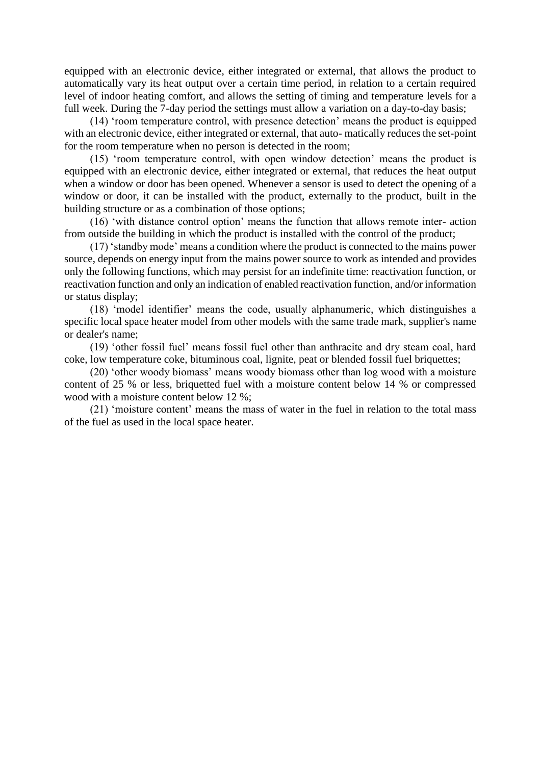equipped with an electronic device, either integrated or external, that allows the product to automatically vary its heat output over a certain time period, in relation to a certain required level of indoor heating comfort, and allows the setting of timing and temperature levels for a full week. During the 7-day period the settings must allow a variation on a day-to-day basis;

(14) 'room temperature control, with presence detection' means the product is equipped with an electronic device, either integrated or external, that auto- matically reduces the set-point for the room temperature when no person is detected in the room;

(15) 'room temperature control, with open window detection' means the product is equipped with an electronic device, either integrated or external, that reduces the heat output when a window or door has been opened. Whenever a sensor is used to detect the opening of a window or door, it can be installed with the product, externally to the product, built in the building structure or as a combination of those options;

(16) 'with distance control option' means the function that allows remote inter- action from outside the building in which the product is installed with the control of the product;

(17) 'standby mode' means a condition where the product is connected to the mains power source, depends on energy input from the mains power source to work as intended and provides only the following functions, which may persist for an indefinite time: reactivation function, or reactivation function and only an indication of enabled reactivation function, and/or information or status display;

(18) 'model identifier' means the code, usually alphanumeric, which distinguishes a specific local space heater model from other models with the same trade mark, supplier's name or dealer's name;

(19) 'other fossil fuel' means fossil fuel other than anthracite and dry steam coal, hard coke, low temperature coke, bituminous coal, lignite, peat or blended fossil fuel briquettes;

(20) 'other woody biomass' means woody biomass other than log wood with a moisture content of 25 % or less, briquetted fuel with a moisture content below 14 % or compressed wood with a moisture content below 12 %;

(21) 'moisture content' means the mass of water in the fuel in relation to the total mass of the fuel as used in the local space heater.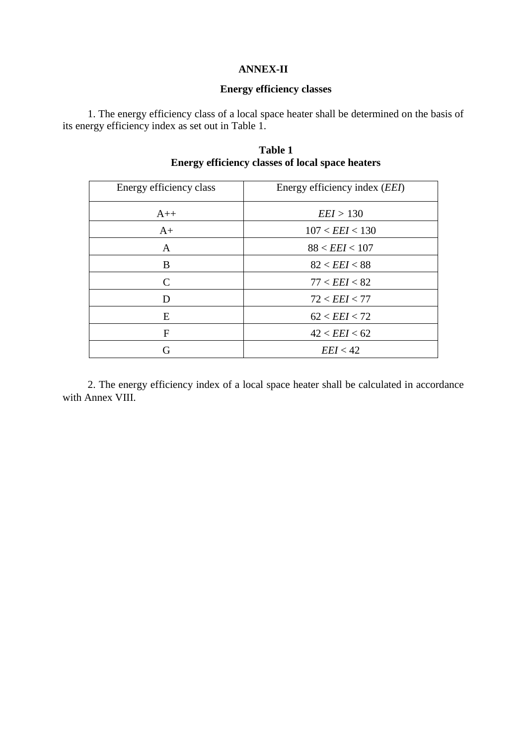**ANNEX-II**

**Energy efficiency classes**

1. The energy efficiency class of a local space heater shall be determined on the basis of its energy efficiency index as set out in Table 1.

**Table 1**
**Energy efficiency classes of local space heaters**

| Energy efficiency class | Energy efficiency index (*EEI*) |
|---|---|
| A++ | $EEI > 130$ |
| A+ | $107 < EEI < 130$ |
| A | $88 < EEI < 107$ |
| B | $82 < EEI < 88$ |
| C | $77 < EEI < 82$ |
| D | $72 < EEI < 77$ |
| E | $62 < EEI < 72$ |
| F | $42 < EEI < 62$ |
| G | $EEI < 42$ |

2. The energy efficiency index of a local space heater shall be calculated in accordance with Annex VIII.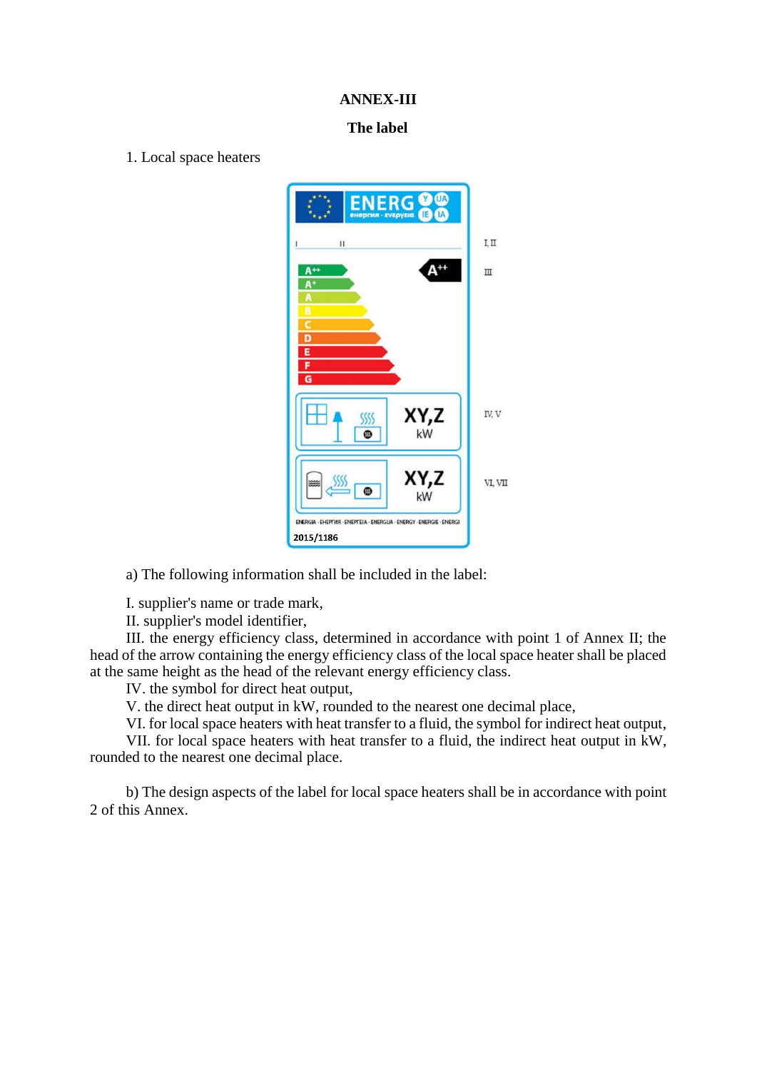**ANNEX-III**

**The label**

1. Local space heaters

a) The following information shall be included in the label:

I. supplier's name or trade mark,
II. supplier's model identifier,
III. the energy efficiency class, determined in accordance with point 1 of Annex II; the head of the arrow containing the energy efficiency class of the local space heater shall be placed at the same height as the head of the relevant energy efficiency class.
IV. the symbol for direct heat output,
V. the direct heat output in kW, rounded to the nearest one decimal place,
VI. for local space heaters with heat transfer to a fluid, the symbol for indirect heat output,
VII. for local space heaters with heat transfer to a fluid, the indirect heat output in kW, rounded to the nearest one decimal place.

b) The design aspects of the label for local space heaters shall be in accordance with point 2 of this Annex.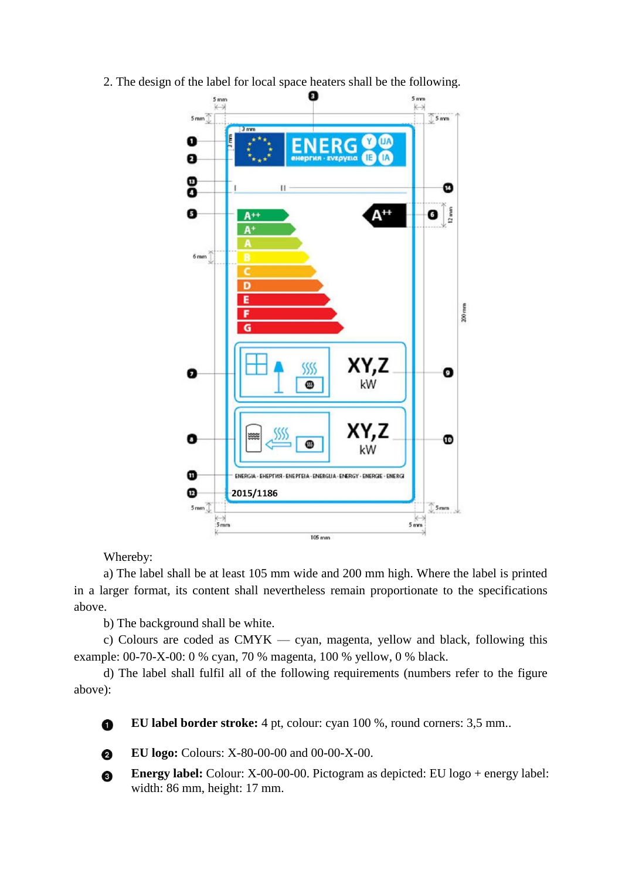2. The design of the label for local space heaters shall be the following.

Whereby:

a) The label shall be at least 105 mm wide and 200 mm high. Where the label is printed in a larger format, its content shall nevertheless remain proportionate to the specifications above.

b) The background shall be white.

c) Colours are coded as CMYK — cyan, magenta, yellow and black, following this example: 00-70-X-00: 0 % cyan, 70 % magenta, 100 % yellow, 0 % black.

d) The label shall fulfil all of the following requirements (numbers refer to the figure above):

1. **EU label border stroke:** 4 pt, colour: cyan 100 %, round corners: 3,5 mm..

2. **EU logo:** Colours: X-80-00-00 and 00-00-X-00.

3. **Energy label:** Colour: X-00-00-00. Pictogram as depicted: EU logo + energy label: width: 86 mm, height: 17 mm.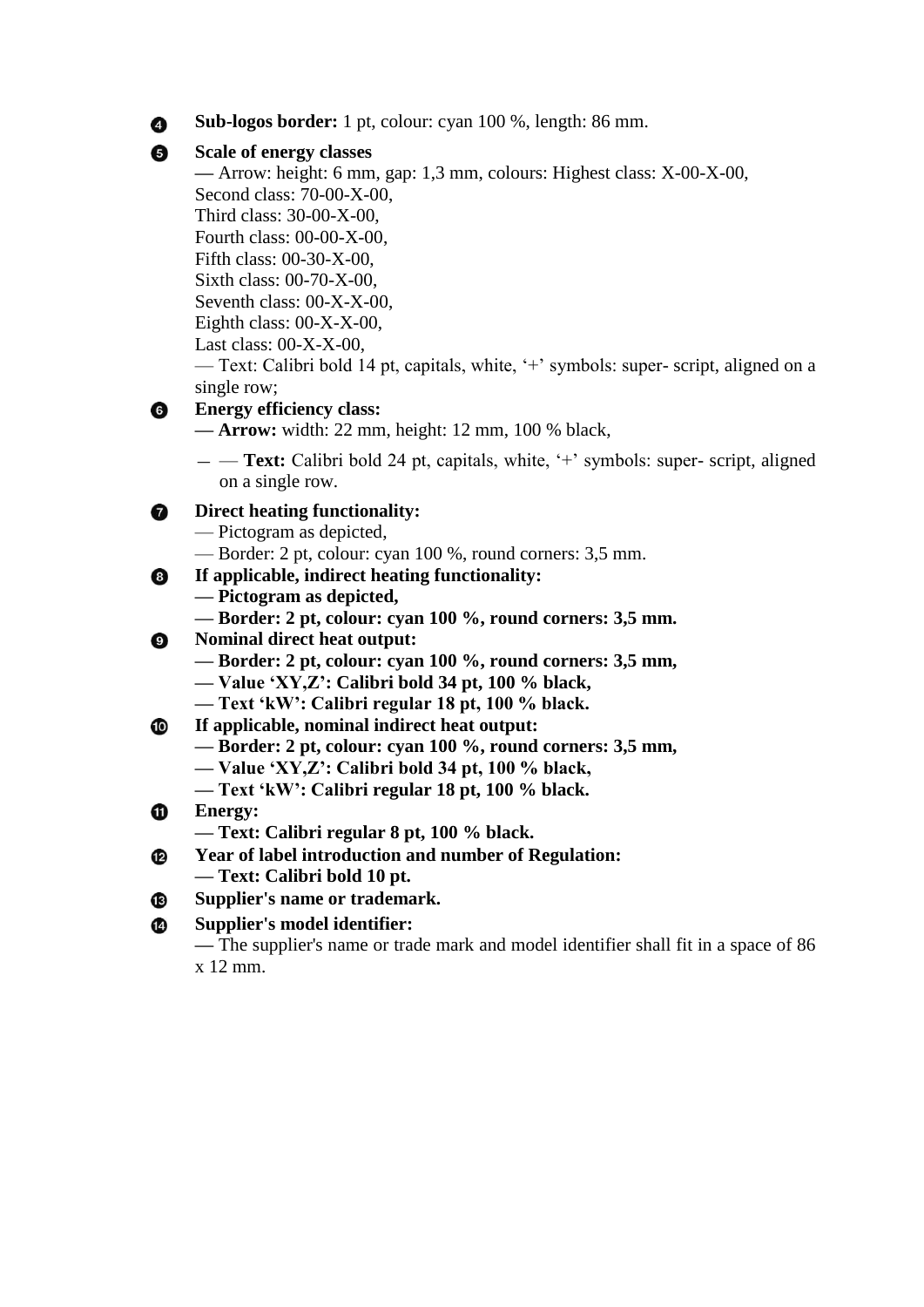❹ **Sub-logos border:** 1 pt, colour: cyan 100 %, length: 86 mm.

❺ **Scale of energy classes**
— Arrow: height: 6 mm, gap: 1,3 mm, colours: Highest class: X-00-X-00,
Second class: 70-00-X-00,
Third class: 30-00-X-00,
Fourth class: 00-00-X-00,
Fifth class: 00-30-X-00,
Sixth class: 00-70-X-00,
Seventh class: 00-X-X-00,
Eighth class: 00-X-X-00,
Last class: 00-X-X-00,
— Text: Calibri bold 14 pt, capitals, white, '+' symbols: super- script, aligned on a single row;

❻ **Energy efficiency class:**
**— Arrow:** width: 22 mm, height: 12 mm, 100 % black,
— — **Text:** Calibri bold 24 pt, capitals, white, '+' symbols: super- script, aligned on a single row.

❼ **Direct heating functionality:**
— Pictogram as depicted,
— Border: 2 pt, colour: cyan 100 %, round corners: 3,5 mm.

❽ **If applicable, indirect heating functionality:**
**— Pictogram as depicted,**
**— Border: 2 pt, colour: cyan 100 %, round corners: 3,5 mm.**

❾ **Nominal direct heat output:**
**— Border: 2 pt, colour: cyan 100 %, round corners: 3,5 mm,**
**— Value 'XY,Z': Calibri bold 34 pt, 100 % black,**
**— Text 'kW': Calibri regular 18 pt, 100 % black.**

❿ **If applicable, nominal indirect heat output:**
**— Border: 2 pt, colour: cyan 100 %, round corners: 3,5 mm,**
**— Value 'XY,Z': Calibri bold 34 pt, 100 % black,**
**— Text 'kW': Calibri regular 18 pt, 100 % black.**

⓫ **Energy:**
**— Text: Calibri regular 8 pt, 100 % black.**

⓬ **Year of label introduction and number of Regulation:**
**— Text: Calibri bold 10 pt.**

⓭ **Supplier's name or trademark.**

⓮ **Supplier's model identifier:**
— The supplier's name or trade mark and model identifier shall fit in a space of 86 x 12 mm.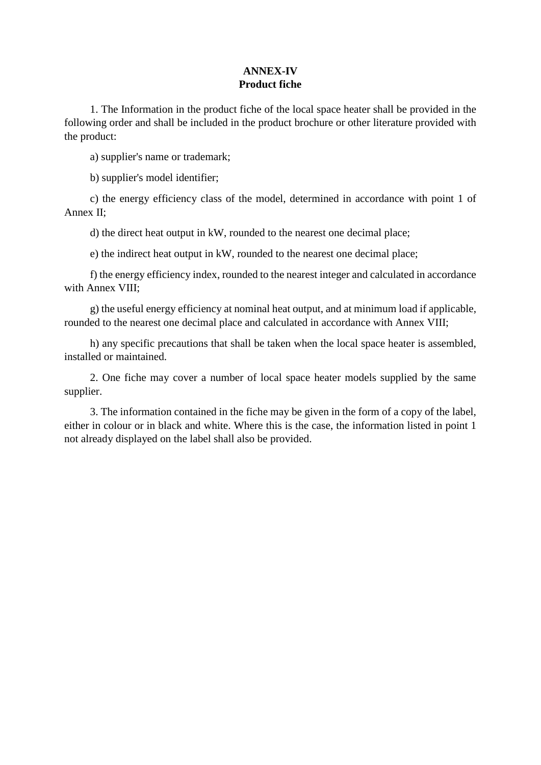**ANNEX-IV**
**Product fiche**

1. The Information in the product fiche of the local space heater shall be provided in the following order and shall be included in the product brochure or other literature provided with the product:

a) supplier's name or trademark;

b) supplier's model identifier;

c) the energy efficiency class of the model, determined in accordance with point 1 of Annex II;

d) the direct heat output in kW, rounded to the nearest one decimal place;

e) the indirect heat output in kW, rounded to the nearest one decimal place;

f) the energy efficiency index, rounded to the nearest integer and calculated in accordance with Annex VIII;

g) the useful energy efficiency at nominal heat output, and at minimum load if applicable, rounded to the nearest one decimal place and calculated in accordance with Annex VIII;

h) any specific precautions that shall be taken when the local space heater is assembled, installed or maintained.

2. One fiche may cover a number of local space heater models supplied by the same supplier.

3. The information contained in the fiche may be given in the form of a copy of the label, either in colour or in black and white. Where this is the case, the information listed in point 1 not already displayed on the label shall also be provided.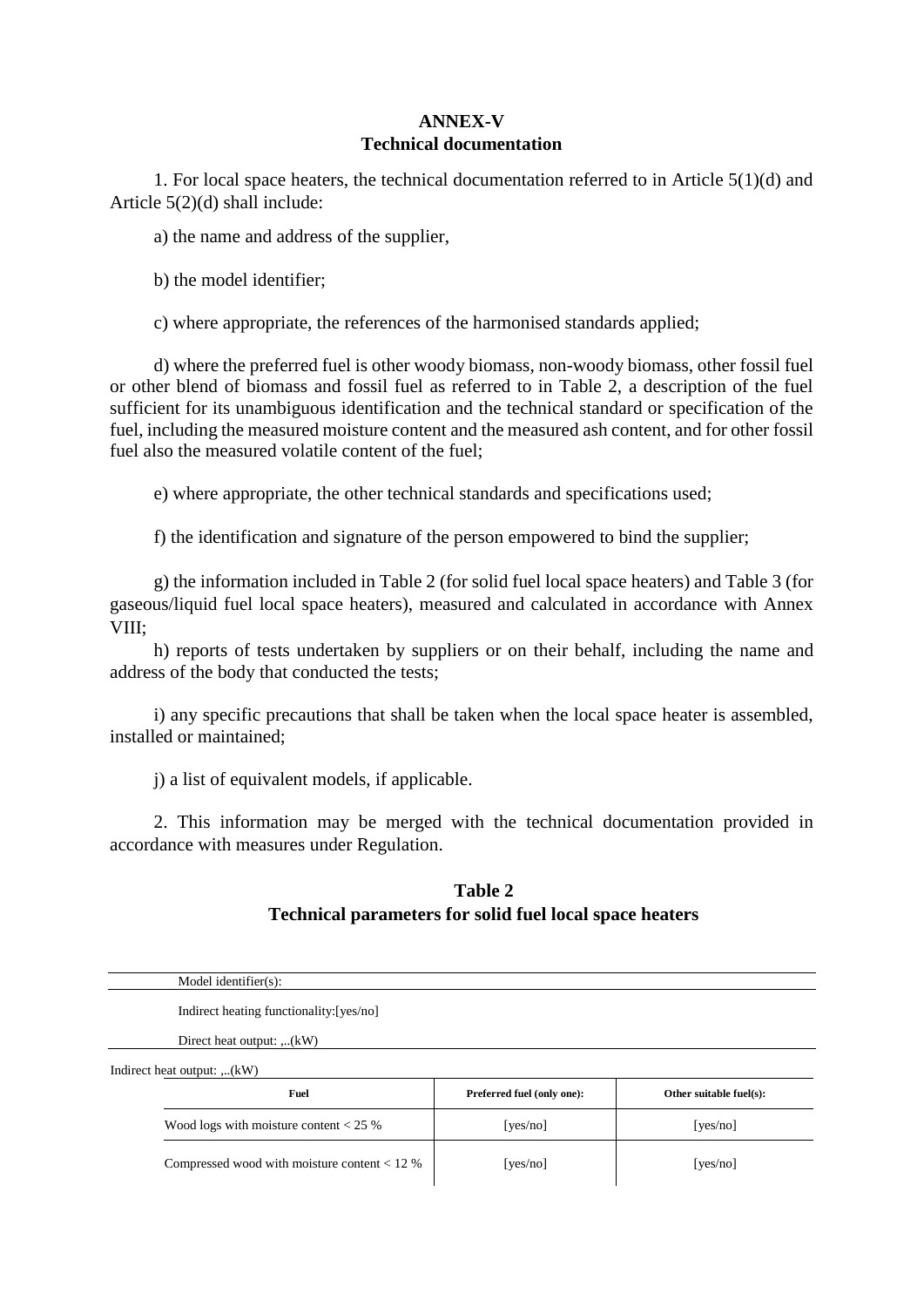# ANNEX-V
## Technical documentation

1. For local space heaters, the technical documentation referred to in Article 5(1)(d) and Article 5(2)(d) shall include:

a) the name and address of the supplier,

b) the model identifier;

c) where appropriate, the references of the harmonised standards applied;

d) where the preferred fuel is other woody biomass, non-woody biomass, other fossil fuel or other blend of biomass and fossil fuel as referred to in Table 2, a description of the fuel sufficient for its unambiguous identification and the technical standard or specification of the fuel, including the measured moisture content and the measured ash content, and for other fossil fuel also the measured volatile content of the fuel;

e) where appropriate, the other technical standards and specifications used;

f) the identification and signature of the person empowered to bind the supplier;

g) the information included in Table 2 (for solid fuel local space heaters) and Table 3 (for gaseous/liquid fuel local space heaters), measured and calculated in accordance with Annex VIII;

h) reports of tests undertaken by suppliers or on their behalf, including the name and address of the body that conducted the tests;

i) any specific precautions that shall be taken when the local space heater is assembled, installed or maintained;

j) a list of equivalent models, if applicable.

2. This information may be merged with the technical documentation provided in accordance with measures under Regulation.

### Table 2
### Technical parameters for solid fuel local space heaters

Model identifier(s):

Indirect heating functionality:[yes/no]

Direct heat output: ,..(kW)

Indirect heat output: ,..(kW)

| Fuel | Preferred fuel (only one): | Other suitable fuel(s): |
|---|---|---|
| Wood logs with moisture content < 25 % | [yes/no] | [yes/no] |
| Compressed wood with moisture content < 12 % | [yes/no] | [yes/no] |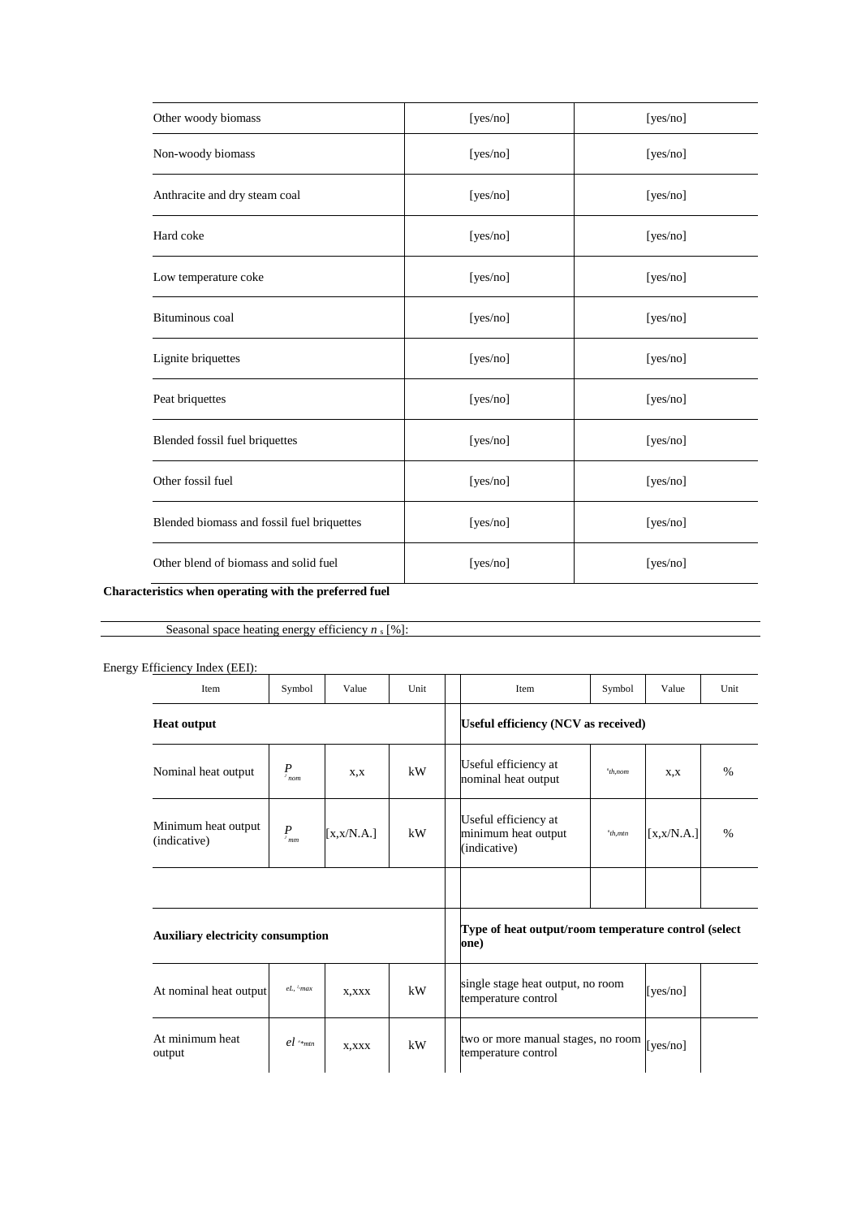| | | |
|---|---|---|
| Other woody biomass | [yes/no] | [yes/no] |
| Non-woody biomass | [yes/no] | [yes/no] |
| Anthracite and dry steam coal | [yes/no] | [yes/no] |
| Hard coke | [yes/no] | [yes/no] |
| Low temperature coke | [yes/no] | [yes/no] |
| Bituminous coal | [yes/no] | [yes/no] |
| Lignite briquettes | [yes/no] | [yes/no] |
| Peat briquettes | [yes/no] | [yes/no] |
| Blended fossil fuel briquettes | [yes/no] | [yes/no] |
| Other fossil fuel | [yes/no] | [yes/no] |
| Blended biomass and fossil fuel briquettes | [yes/no] | [yes/no] |
| Other blend of biomass and solid fuel | [yes/no] | [yes/no] |

**Characteristics when operating with the preferred fuel**

Seasonal space heating energy efficiency $\eta_s$ [%]:

Energy Efficiency Index (EEI):

| Item | Symbol | Value | Unit | | Item | Symbol | Value | Unit |
|---|---|---|---|---|---|---|---|---|
| **Heat output** | | | | | **Useful efficiency (NCV as received)** | | | |
| Nominal heat output | $P_{nom}$ | x,x | kW | | Useful efficiency at nominal heat output | $\eta_{th,nom}$ | x,x | % |
| Minimum heat output (indicative) | $P_{min}$ | [x,x/N.A.] | kW | | Useful efficiency at minimum heat output (indicative) | $\eta_{th,min}$ | [x,x/N.A.] | % |
| | | | | | | | | |
| **Auxiliary electricity consumption** | | | | | **Type of heat output/room temperature control (select one)** | | | |
| At nominal heat output | $el_{max}$ | x,xxx | kW | | single stage heat output, no room temperature control | | [yes/no] | |
| At minimum heat output | $el_{min}$ | x,xxx | kW | | two or more manual stages, no room temperature control | | [yes/no] | |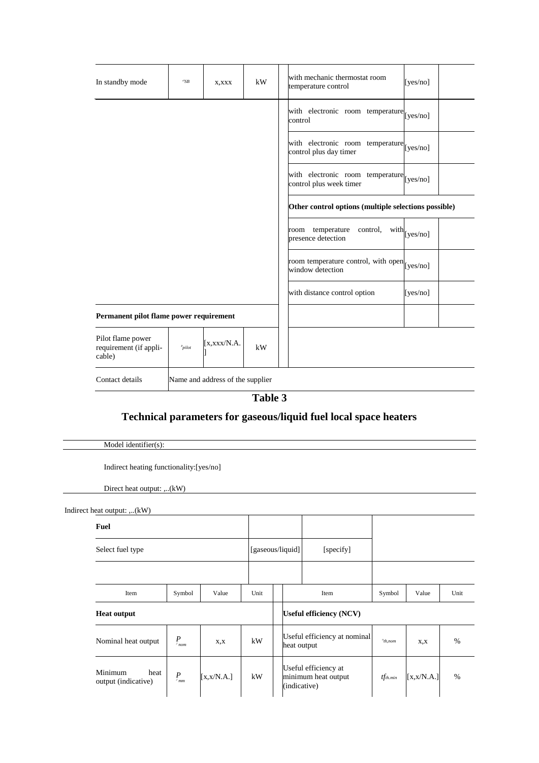| In standby mode | $el_{SB}$ | x,xxx | kW | | with mechanic thermostat room temperature control | [yes/no] | |
|---|---|---|---|---|---|---|---|
| | | | | | with electronic room temperature control | [yes/no] | |
| | | | | | with electronic room temperature control plus day timer | [yes/no] | |
| | | | | | with electronic room temperature control plus week timer | [yes/no] | |
| | | | | | **Other control options (multiple selections possible)** | | |
| | | | | | room temperature control, with presence detection | [yes/no] | |
| | | | | | room temperature control, with open window detection | [yes/no] | |
| | | | | | with distance control option | [yes/no] | |
| **Permanent pilot flame power requirement** | | | | | | | |
| Pilot flame power requirement (if applicable) | $P_{pilot}$ | [x,xxx/N.A.] | kW | | | | |
| Contact details | Name and address of the supplier | | | | | | |

**Table 3**

## Technical parameters for gaseous/liquid fuel local space heaters

Model identifier(s):

Indirect heating functionality:[yes/no]

Direct heat output: ,..(kW)

Indirect heat output: ,..(kW)

| **Fuel** | | | | | | | | |
|---|---|---|---|---|---|---|---|---|
| Select fuel type | | | [gaseous/liquid] | | [specify] | | | |
| | | | | | | | | |
| Item | Symbol | Value | Unit | | Item | Symbol | Value | Unit |
| **Heat output** | | | | | **Useful efficiency (NCV)** | | | |
| Nominal heat output | $P_{nom}$ | x,x | kW | | Useful efficiency at nominal heat output | $\eta_{th,nom}$ | x,x | % |
| Minimum heat output (indicative) | $P_{min}$ | [x,x/N.A.] | kW | | Useful efficiency at minimum heat output (indicative) | $\eta_{th,min}$ | [x,x/N.A.] | % |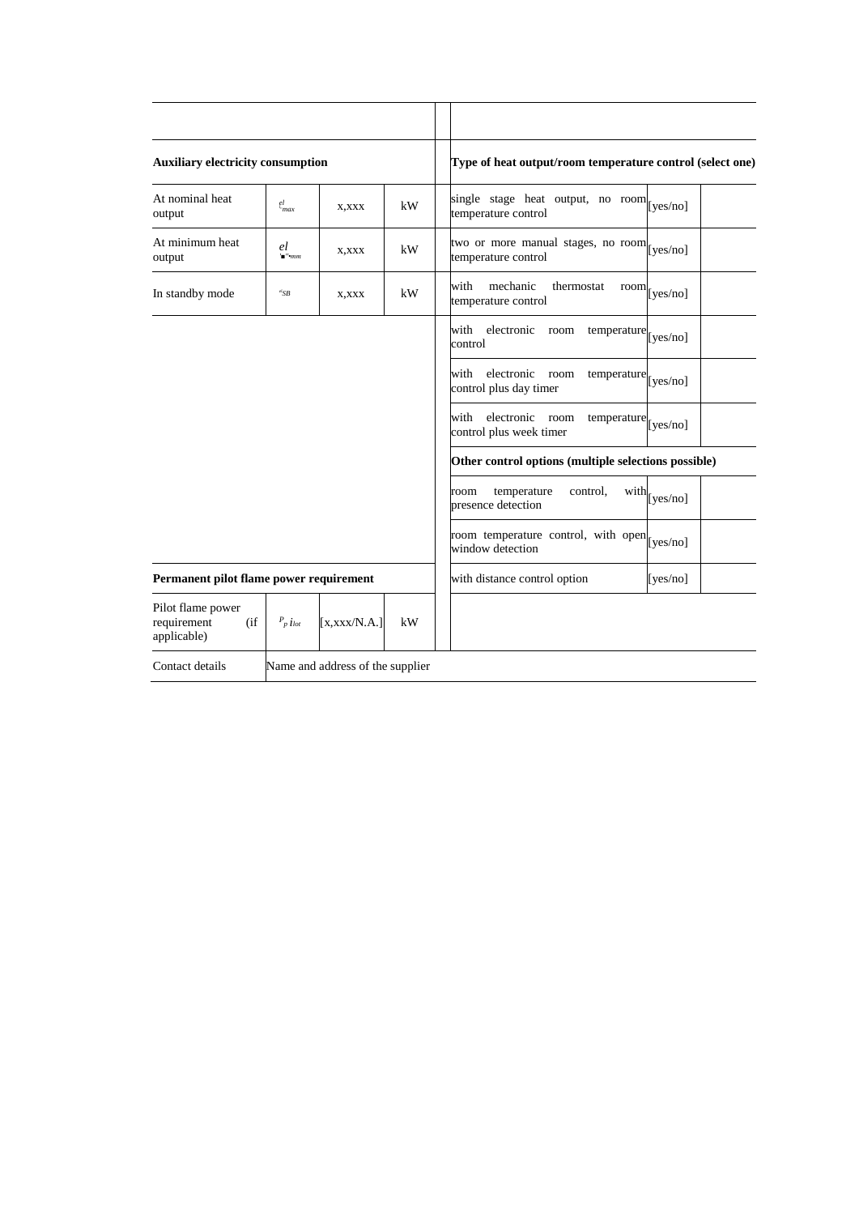| | | | | | | | |
|---|---|---|---|---|---|---|---|
| | | | | | | | |
| **Auxiliary electricity consumption** | | | | | **Type of heat output/room temperature control (select one)** | | |
| At nominal heat output | $el_{max}$ | x,xxx | kW | | single stage heat output, no room temperature control | [yes/no] | |
| At minimum heat output | $el_{min}$ | x,xxx | kW | | two or more manual stages, no room temperature control | [yes/no] | |
| In standby mode | $el_{SB}$ | x,xxx | kW | | with mechanic thermostat room temperature control | [yes/no] | |
| | | | | | with electronic room temperature control | [yes/no] | |
| | | | | | with electronic room temperature control plus day timer | [yes/no] | |
| | | | | | with electronic room temperature control plus week timer | [yes/no] | |
| | | | | | **Other control options (multiple selections possible)** | | |
| | | | | | room temperature control, with presence detection | [yes/no] | |
| | | | | | room temperature control, with open window detection | [yes/no] | |
| **Permanent pilot flame power requirement** | | | | | with distance control option | [yes/no] | |
| Pilot flame power requirement (if applicable) | $P_{pilot}$ | [x,xxx/N.A.] | kW | | | | |
| Contact details | Name and address of the supplier | | | | | | |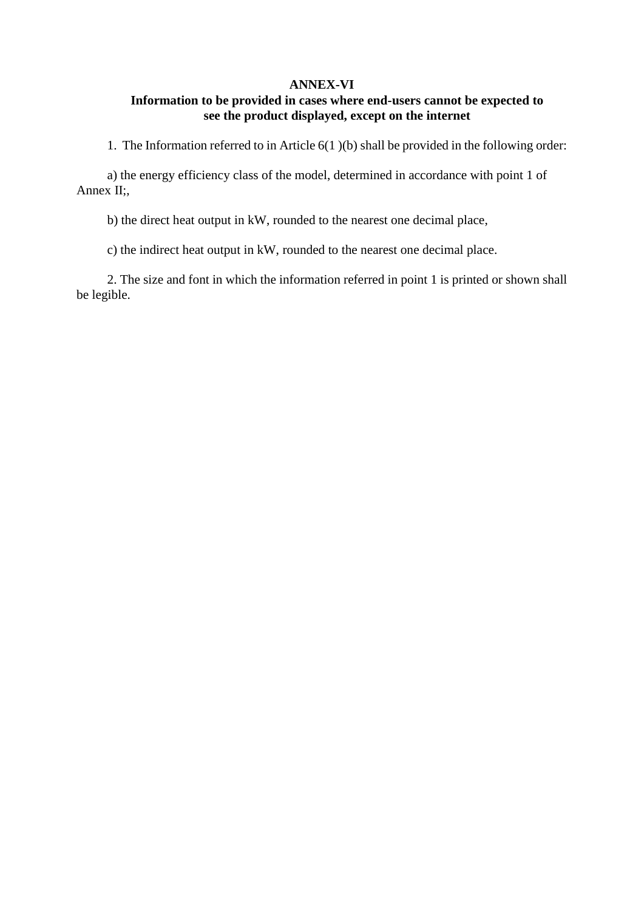# ANNEX-VI

## Information to be provided in cases where end-users cannot be expected to see the product displayed, except on the internet

1. The Information referred to in Article 6(1 )(b) shall be provided in the following order:

a) the energy efficiency class of the model, determined in accordance with point 1 of Annex II;,

b) the direct heat output in kW, rounded to the nearest one decimal place,

c) the indirect heat output in kW, rounded to the nearest one decimal place.

2. The size and font in which the information referred in point 1 is printed or shown shall be legible.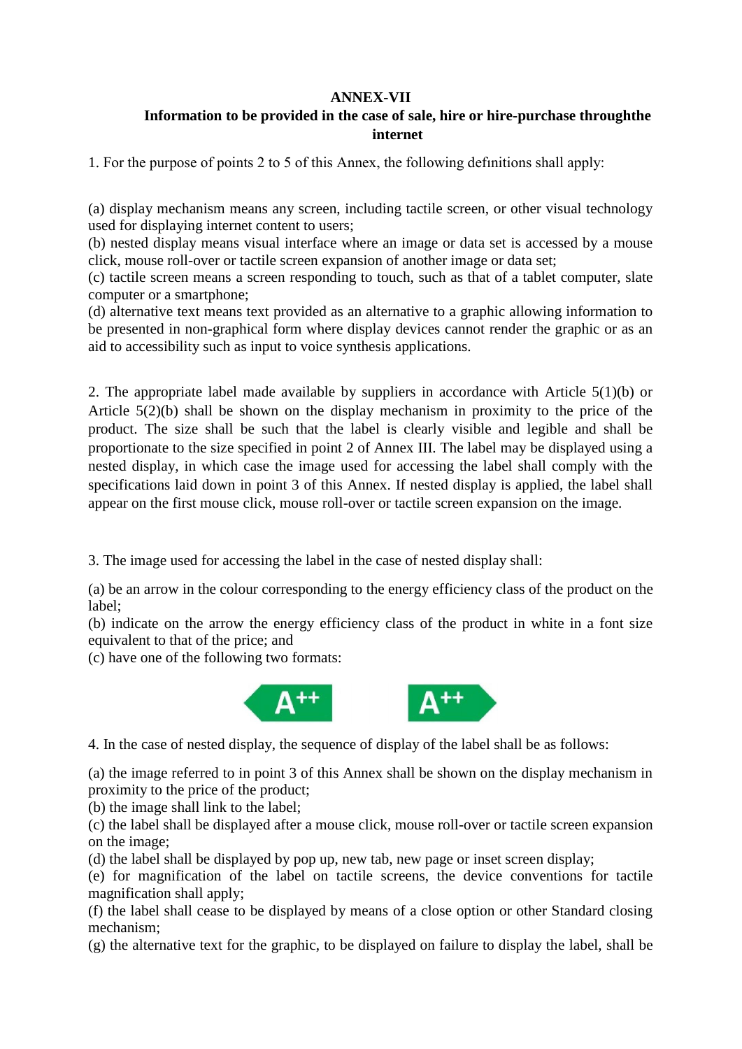**ANNEX-VII**

**Information to be provided in the case of sale, hire or hire-purchase throughthe internet**

1. For the purpose of points 2 to 5 of this Annex, the following definitions shall apply:

(a) display mechanism means any screen, including tactile screen, or other visual technology used for displaying internet content to users;
(b) nested display means visual interface where an image or data set is accessed by a mouse click, mouse roll-over or tactile screen expansion of another image or data set;
(c) tactile screen means a screen responding to touch, such as that of a tablet computer, slate computer or a smartphone;
(d) alternative text means text provided as an alternative to a graphic allowing information to be presented in non-graphical form where display devices cannot render the graphic or as an aid to accessibility such as input to voice synthesis applications.

2. The appropriate label made available by suppliers in accordance with Article 5(1)(b) or Article 5(2)(b) shall be shown on the display mechanism in proximity to the price of the product. The size shall be such that the label is clearly visible and legible and shall be proportionate to the size specified in point 2 of Annex III. The label may be displayed using a nested display, in which case the image used for accessing the label shall comply with the specifications laid down in point 3 of this Annex. If nested display is applied, the label shall appear on the first mouse click, mouse roll-over or tactile screen expansion on the image.

3. The image used for accessing the label in the case of nested display shall:

(a) be an arrow in the colour corresponding to the energy efficiency class of the product on the label;
(b) indicate on the arrow the energy efficiency class of the product in white in a font size equivalent to that of the price; and
(c) have one of the following two formats:

A++ A++

4. In the case of nested display, the sequence of display of the label shall be as follows:

(a) the image referred to in point 3 of this Annex shall be shown on the display mechanism in proximity to the price of the product;
(b) the image shall link to the label;
(c) the label shall be displayed after a mouse click, mouse roll-over or tactile screen expansion on the image;
(d) the label shall be displayed by pop up, new tab, new page or inset screen display;
(e) for magnification of the label on tactile screens, the device conventions for tactile magnification shall apply;
(f) the label shall cease to be displayed by means of a close option or other Standard closing mechanism;
(g) the alternative text for the graphic, to be displayed on failure to display the label, shall be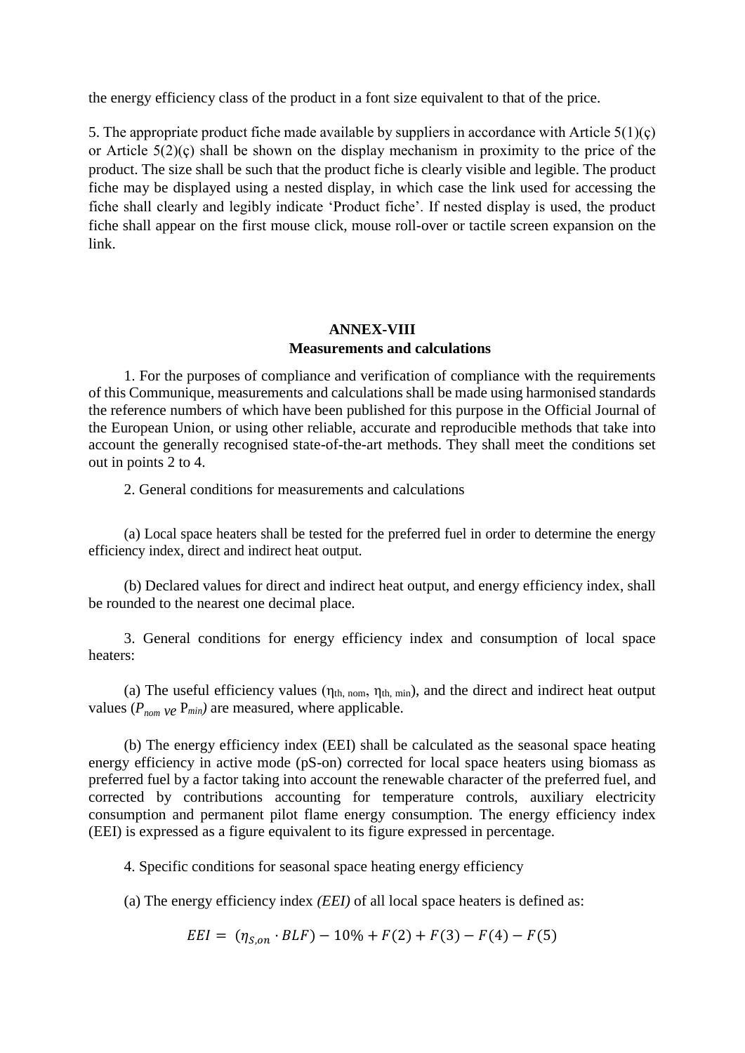the energy efficiency class of the product in a font size equivalent to that of the price.

5. The appropriate product fiche made available by suppliers in accordance with Article 5(1)(ç) or Article 5(2)(ç) shall be shown on the display mechanism in proximity to the price of the product. The size shall be such that the product fiche is clearly visible and legible. The product fiche may be displayed using a nested display, in which case the link used for accessing the fiche shall clearly and legibly indicate 'Product fiche'. If nested display is used, the product fiche shall appear on the first mouse click, mouse roll-over or tactile screen expansion on the link.

## ANNEX-VIII
## Measurements and calculations

1. For the purposes of compliance and verification of compliance with the requirements of this Communique, measurements and calculations shall be made using harmonised standards the reference numbers of which have been published for this purpose in the Official Journal of the European Union, or using other reliable, accurate and reproducible methods that take into account the generally recognised state-of-the-art methods. They shall meet the conditions set out in points 2 to 4.

2. General conditions for measurements and calculations

(a) Local space heaters shall be tested for the preferred fuel in order to determine the energy efficiency index, direct and indirect heat output.

(b) Declared values for direct and indirect heat output, and energy efficiency index, shall be rounded to the nearest one decimal place.

3. General conditions for energy efficiency index and consumption of local space heaters:

(a) The useful efficiency values ($\eta_{th,\ nom}$, $\eta_{th,\ min}$), and the direct and indirect heat output values ($P_{nom}$ *ve* $P_{min}$) are measured, where applicable.

(b) The energy efficiency index (EEI) shall be calculated as the seasonal space heating energy efficiency in active mode (pS-on) corrected for local space heaters using biomass as preferred fuel by a factor taking into account the renewable character of the preferred fuel, and corrected by contributions accounting for temperature controls, auxiliary electricity consumption and permanent pilot flame energy consumption. The energy efficiency index (EEI) is expressed as a figure equivalent to its figure expressed in percentage.

4. Specific conditions for seasonal space heating energy efficiency

(a) The energy efficiency index *(EEI)* of all local space heaters is defined as:

$$EEI = (\eta_{S,on} \cdot BLF) - 10\% + F(2) + F(3) - F(4) - F(5)$$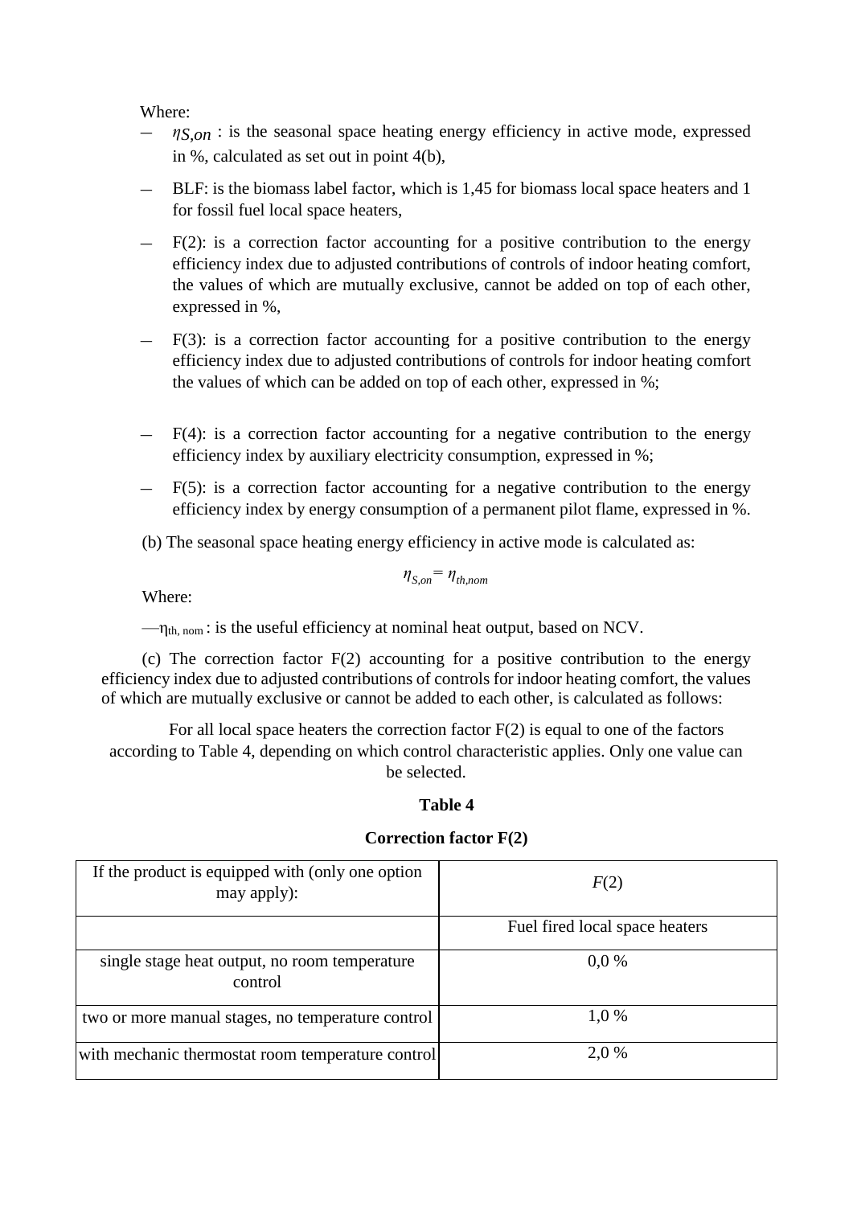Where:

- $\eta_{S,on}$ : is the seasonal space heating energy efficiency in active mode, expressed in %, calculated as set out in point 4(b),
- BLF: is the biomass label factor, which is 1,45 for biomass local space heaters and 1 for fossil fuel local space heaters,
- F(2): is a correction factor accounting for a positive contribution to the energy efficiency index due to adjusted contributions of controls of indoor heating comfort, the values of which are mutually exclusive, cannot be added on top of each other, expressed in %,
- F(3): is a correction factor accounting for a positive contribution to the energy efficiency index due to adjusted contributions of controls for indoor heating comfort the values of which can be added on top of each other, expressed in %;
- F(4): is a correction factor accounting for a negative contribution to the energy efficiency index by auxiliary electricity consumption, expressed in %;
- F(5): is a correction factor accounting for a negative contribution to the energy efficiency index by energy consumption of a permanent pilot flame, expressed in %.

(b) The seasonal space heating energy efficiency in active mode is calculated as:

$$\eta_{S,on} = \eta_{th,nom}$$

Where:

— $\eta_{th,\,nom}$ : is the useful efficiency at nominal heat output, based on NCV.

(c) The correction factor F(2) accounting for a positive contribution to the energy efficiency index due to adjusted contributions of controls for indoor heating comfort, the values of which are mutually exclusive or cannot be added to each other, is calculated as follows:

For all local space heaters the correction factor F(2) is equal to one of the factors according to Table 4, depending on which control characteristic applies. Only one value can be selected.

**Table 4**

**Correction factor F(2)**

| If the product is equipped with (only one option may apply): | *F*(2) |
|---|---|
| | Fuel fired local space heaters |
| single stage heat output, no room temperature control | 0,0 % |
| two or more manual stages, no temperature control | 1,0 % |
| with mechanic thermostat room temperature control | 2,0 % |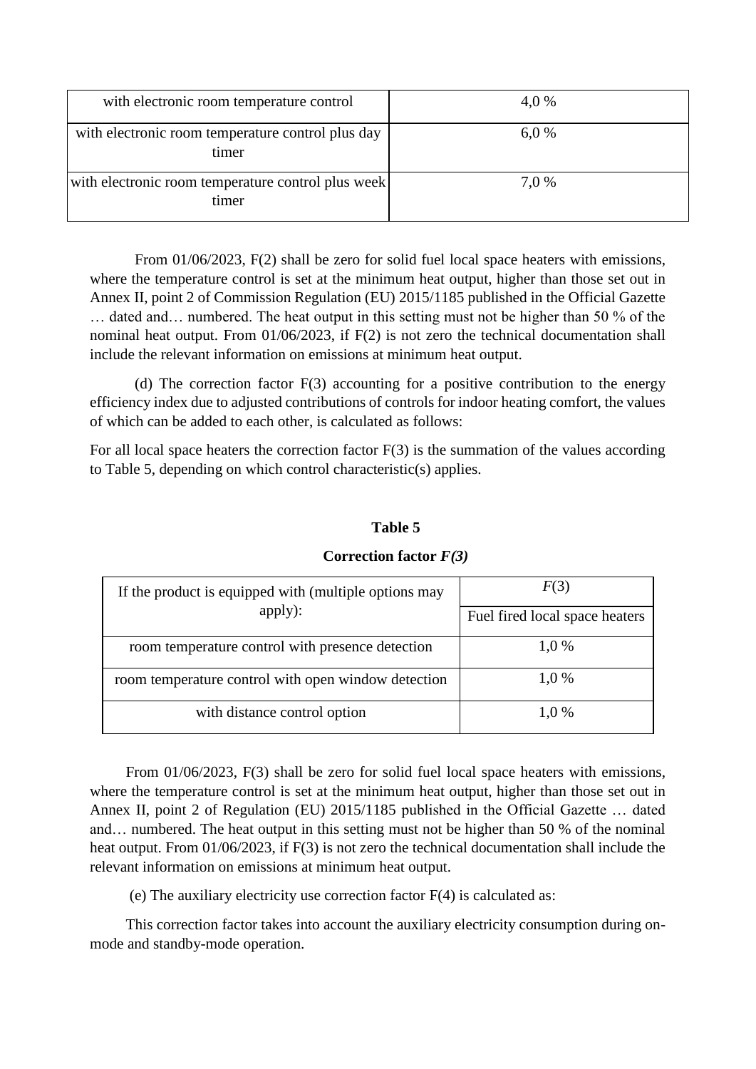| | |
|---|---|
| with electronic room temperature control | 4,0 % |
| with electronic room temperature control plus day timer | 6,0 % |
| with electronic room temperature control plus week timer | 7,0 % |

From 01/06/2023, F(2) shall be zero for solid fuel local space heaters with emissions, where the temperature control is set at the minimum heat output, higher than those set out in Annex II, point 2 of Commission Regulation (EU) 2015/1185 published in the Official Gazette … dated and… numbered. The heat output in this setting must not be higher than 50 % of the nominal heat output. From 01/06/2023, if F(2) is not zero the technical documentation shall include the relevant information on emissions at minimum heat output.

(d) The correction factor F(3) accounting for a positive contribution to the energy efficiency index due to adjusted contributions of controls for indoor heating comfort, the values of which can be added to each other, is calculated as follows:

For all local space heaters the correction factor F(3) is the summation of the values according to Table 5, depending on which control characteristic(s) applies.

**Table 5**

**Correction factor *F(3)***

| If the product is equipped with (multiple options may apply): | *F*(3) |
|---|---|
| | Fuel fired local space heaters |
| room temperature control with presence detection | 1,0 % |
| room temperature control with open window detection | 1,0 % |
| with distance control option | 1,0 % |

From 01/06/2023, F(3) shall be zero for solid fuel local space heaters with emissions, where the temperature control is set at the minimum heat output, higher than those set out in Annex II, point 2 of Regulation (EU) 2015/1185 published in the Official Gazette … dated and… numbered. The heat output in this setting must not be higher than 50 % of the nominal heat output. From 01/06/2023, if F(3) is not zero the technical documentation shall include the relevant information on emissions at minimum heat output.

(e) The auxiliary electricity use correction factor F(4) is calculated as:

This correction factor takes into account the auxiliary electricity consumption during on-mode and standby-mode operation.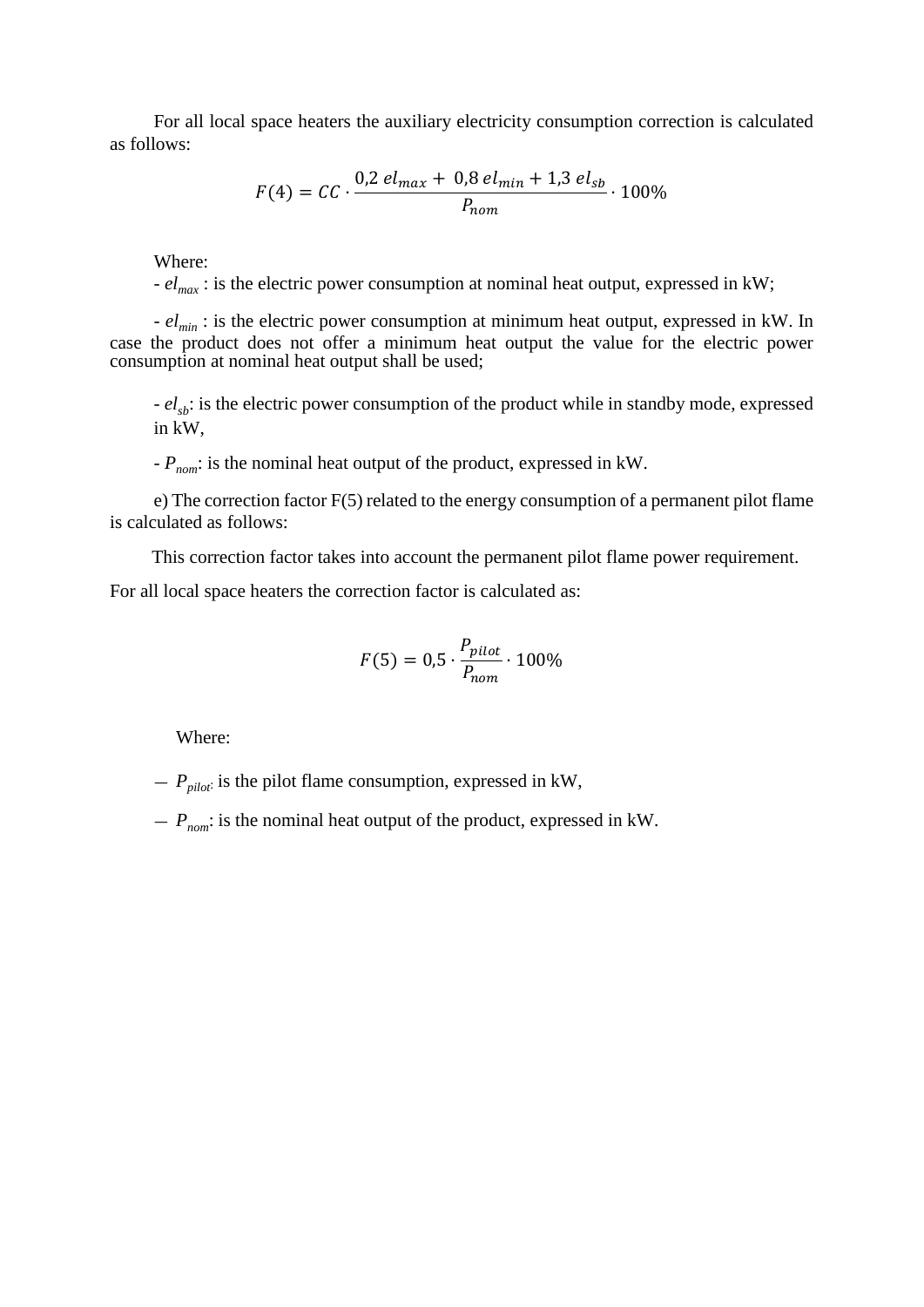For all local space heaters the auxiliary electricity consumption correction is calculated as follows:

$$F(4) = CC \cdot \frac{0{,}2\ el_{max} +\ 0{,}8\ el_{min} + 1{,}3\ el_{sb}}{P_{nom}} \cdot 100\%$$

Where:

- $el_{max}$ : is the electric power consumption at nominal heat output, expressed in kW;

- $el_{min}$ : is the electric power consumption at minimum heat output, expressed in kW. In case the product does not offer a minimum heat output the value for the electric power consumption at nominal heat output shall be used;

- $el_{sb}$: is the electric power consumption of the product while in standby mode, expressed in kW,

- $P_{nom}$: is the nominal heat output of the product, expressed in kW.

e) The correction factor F(5) related to the energy consumption of a permanent pilot flame is calculated as follows:

This correction factor takes into account the permanent pilot flame power requirement.

For all local space heaters the correction factor is calculated as:

$$F(5) = 0{,}5 \cdot \frac{P_{pilot}}{P_{nom}} \cdot 100\%$$

Where:

— $P_{pilot}$: is the pilot flame consumption, expressed in kW,

— $P_{nom}$: is the nominal heat output of the product, expressed in kW.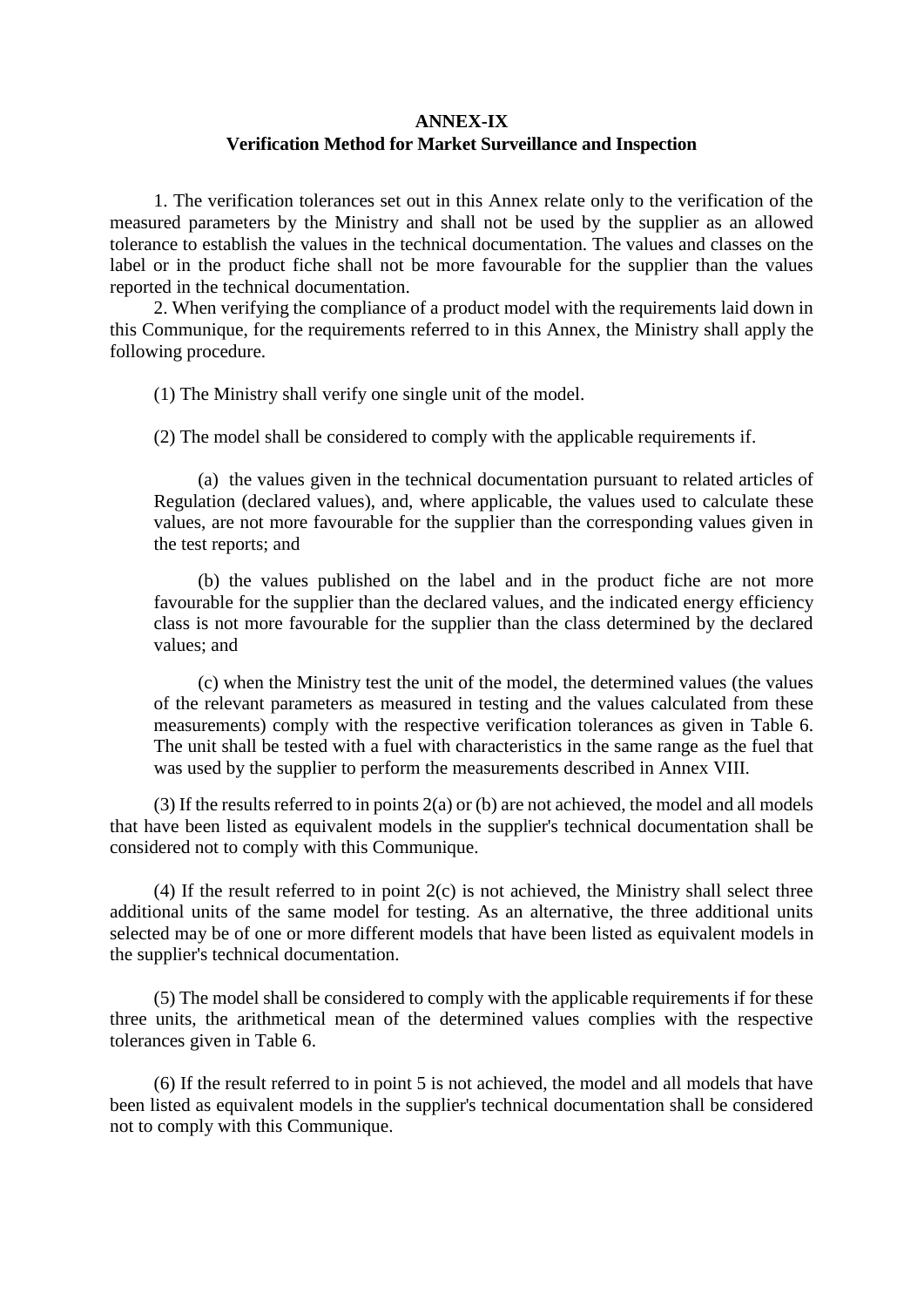**ANNEX-IX**

**Verification Method for Market Surveillance and Inspection**

1. The verification tolerances set out in this Annex relate only to the verification of the measured parameters by the Ministry and shall not be used by the supplier as an allowed tolerance to establish the values in the technical documentation. The values and classes on the label or in the product fiche shall not be more favourable for the supplier than the values reported in the technical documentation.

2. When verifying the compliance of a product model with the requirements laid down in this Communique, for the requirements referred to in this Annex, the Ministry shall apply the following procedure.

(1) The Ministry shall verify one single unit of the model.

(2) The model shall be considered to comply with the applicable requirements if.

(a) the values given in the technical documentation pursuant to related articles of Regulation (declared values), and, where applicable, the values used to calculate these values, are not more favourable for the supplier than the corresponding values given in the test reports; and

(b) the values published on the label and in the product fiche are not more favourable for the supplier than the declared values, and the indicated energy efficiency class is not more favourable for the supplier than the class determined by the declared values; and

(c) when the Ministry test the unit of the model, the determined values (the values of the relevant parameters as measured in testing and the values calculated from these measurements) comply with the respective verification tolerances as given in Table 6. The unit shall be tested with a fuel with characteristics in the same range as the fuel that was used by the supplier to perform the measurements described in Annex VIII.

(3) If the results referred to in points 2(a) or (b) are not achieved, the model and all models that have been listed as equivalent models in the supplier's technical documentation shall be considered not to comply with this Communique.

(4) If the result referred to in point 2(c) is not achieved, the Ministry shall select three additional units of the same model for testing. As an alternative, the three additional units selected may be of one or more different models that have been listed as equivalent models in the supplier's technical documentation.

(5) The model shall be considered to comply with the applicable requirements if for these three units, the arithmetical mean of the determined values complies with the respective tolerances given in Table 6.

(6) If the result referred to in point 5 is not achieved, the model and all models that have been listed as equivalent models in the supplier's technical documentation shall be considered not to comply with this Communique.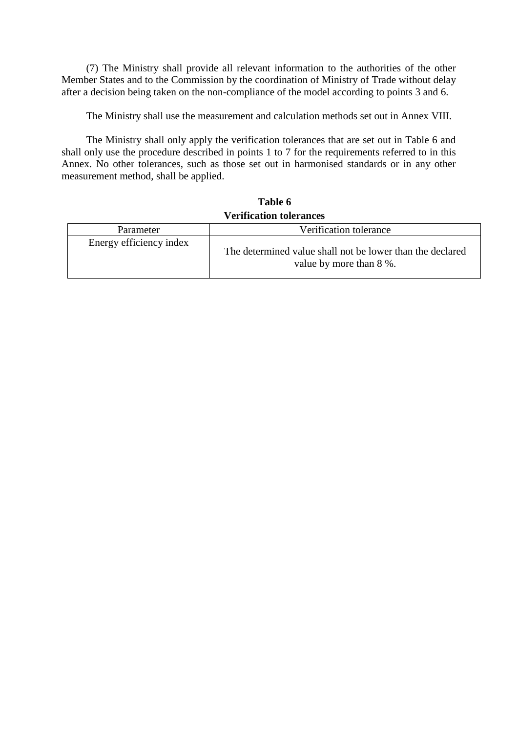(7) The Ministry shall provide all relevant information to the authorities of the other Member States and to the Commission by the coordination of Ministry of Trade without delay after a decision being taken on the non-compliance of the model according to points 3 and 6.

The Ministry shall use the measurement and calculation methods set out in Annex VIII.

The Ministry shall only apply the verification tolerances that are set out in Table 6 and shall only use the procedure described in points 1 to 7 for the requirements referred to in this Annex. No other tolerances, such as those set out in harmonised standards or in any other measurement method, shall be applied.

**Table 6**
**Verification tolerances**

| Parameter | Verification tolerance |
|---|---|
| Energy efficiency index | The determined value shall not be lower than the declared value by more than 8 %. |